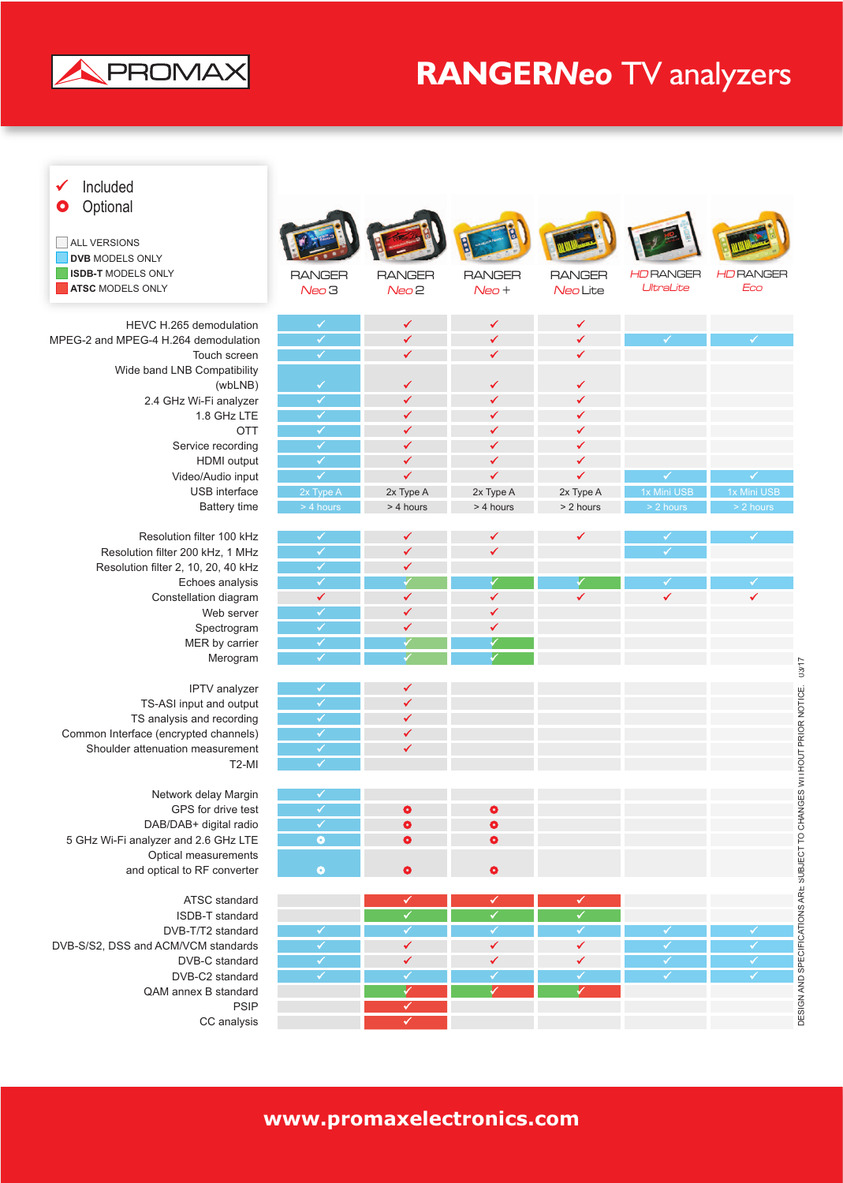PROMAX

# RANGERNeo TV analyzers

**Legend:**

- ✓ Included
- ● Optional

- ALL VERSIONS
- DVB MODELS ONLY
- ISDB-T MODELS ONLY
- ATSC MODELS ONLY

| | RANGER Neo 3 | RANGER Neo 2 | RANGER Neo + | RANGER Neo Lite | HD RANGER UltraLite | HD RANGER Eco |
|---|---|---|---|---|---|---|
| HEVC H.265 demodulation | ✓ | ✓ | ✓ | ✓ | | |
| MPEG-2 and MPEG-4 H.264 demodulation | ✓ | ✓ | ✓ | ✓ | ✓ | ✓ |
| Touch screen | ✓ | ✓ | ✓ | ✓ | | |
| Wide band LNB Compatibility (wbLNB) | ✓ | ✓ | ✓ | ✓ | | |
| 2.4 GHz Wi-Fi analyzer | ✓ | ✓ | ✓ | ✓ | | |
| 1.8 GHz LTE | ✓ | ✓ | ✓ | ✓ | | |
| OTT | ✓ | ✓ | ✓ | ✓ | | |
| Service recording | ✓ | ✓ | ✓ | ✓ | | |
| HDMI output | ✓ | ✓ | ✓ | ✓ | | |
| Video/Audio input | ✓ | ✓ | ✓ | ✓ | ✓ | ✓ |
| USB interface | 2x Type A | 2x Type A | 2x Type A | 2x Type A | 1x Mini USB | 1x Mini USB |
| Battery time | > 4 hours | > 4 hours | > 4 hours | > 2 hours | > 2 hours | > 2 hours |
| Resolution filter 100 kHz | ✓ | ✓ | ✓ | ✓ | ✓ | ✓ |
| Resolution filter 200 kHz, 1 MHz | ✓ | ✓ | ✓ | | ✓ | |
| Resolution filter 2, 10, 20, 40 kHz | ✓ | ✓ | | | | |
| Echoes analysis | ✓ | ✓ | ✓ | ✓ | ✓ | ✓ |
| Constellation diagram | ✓ | ✓ | ✓ | ✓ | ✓ | ✓ |
| Web server | ✓ | ✓ | ✓ | | | |
| Spectrogram | ✓ | ✓ | ✓ | | | |
| MER by carrier | ✓ | ✓ | ✓ | | | |
| Merogram | ✓ | ✓ | ✓ | | | |
| IPTV analyzer | ✓ | ✓ | | | | |
| TS-ASI input and output | ✓ | ✓ | | | | |
| TS analysis and recording | ✓ | ✓ | | | | |
| Common Interface (encrypted channels) | ✓ | ✓ | | | | |
| Shoulder attenuation measurement | ✓ | ✓ | | | | |
| T2-MI | ✓ | | | | | |
| Network delay Margin | ✓ | | | | | |
| GPS for drive test | ✓ | ● | ● | | | |
| DAB/DAB+ digital radio | ✓ | ● | ● | | | |
| 5 GHz Wi-Fi analyzer and 2.6 GHz LTE | ● | ● | ● | | | |
| Optical measurements and optical to RF converter | ● | ● | ● | | | |
| ATSC standard | | ✓ | ✓ | ✓ | | |
| ISDB-T standard | | ✓ | ✓ | ✓ | | |
| DVB-T/T2 standard | ✓ | ✓ | ✓ | ✓ | ✓ | ✓ |
| DVB-S/S2, DSS and ACM/VCM standards | ✓ | ✓ | ✓ | ✓ | ✓ | ✓ |
| DVB-C standard | ✓ | ✓ | ✓ | ✓ | ✓ | ✓ |
| DVB-C2 standard | ✓ | ✓ | ✓ | ✓ | ✓ | ✓ |
| QAM annex B standard | | ✓ | ✓ | ✓ | | |
| PSIP | | ✓ | | | | |
| CC analysis | | ✓ | | | | |

DESIGN AND SPECIFICATIONS ARE SUBJECT TO CHANGES WITHOUT PRIOR NOTICE. 03/17

www.promaxelectronics.com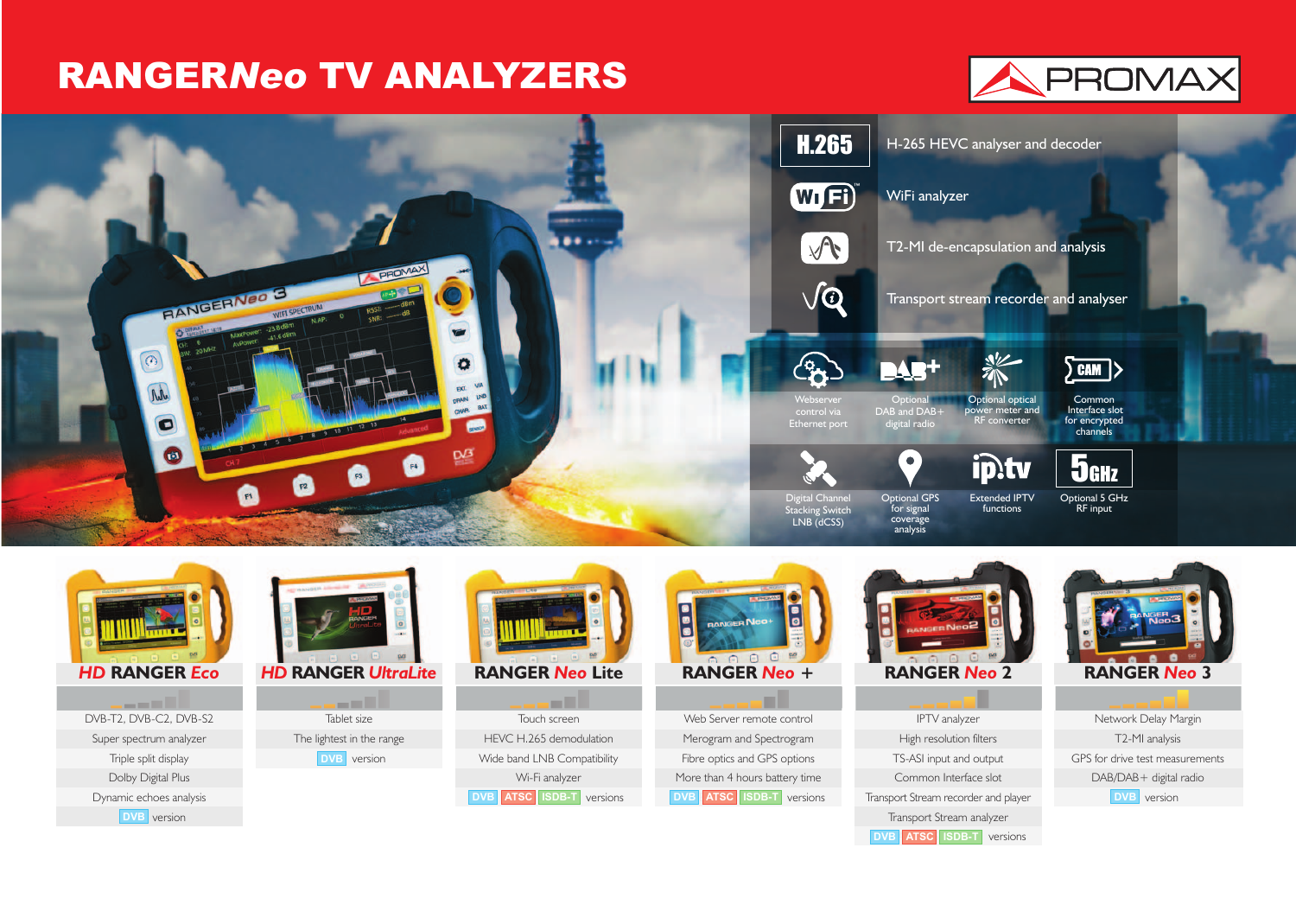# RANGER*Neo* TV ANALYZERS

PROMAX

- **H.265** — H-265 HEVC analyser and decoder
- **WiFi** — WiFi analyzer
- T2-MI de-encapsulation and analysis
- Transport stream recorder and analyser

- Webserver control via Ethernet port
- Optional DAB and DAB+ digital radio
- Optional optical power meter and RF converter
- Common Interface slot for encrypted channels
- Digital Channel Stacking Switch LNB (dCSS)
- Optional GPS for signal coverage analysis
- Extended IPTV functions
- Optional 5 GHz RF input

## HD RANGER *Eco*

- DVB-T2, DVB-C2, DVB-S2
- Super spectrum analyzer
- Triple split display
- Dolby Digital Plus
- Dynamic echoes analysis
- DVB version

## HD RANGER *UltraLite*

- Tablet size
- The lightest in the range
- DVB version

## RANGER *Neo* Lite

- Touch screen
- HEVC H.265 demodulation
- Wide band LNB Compatibility
- Wi-Fi analyzer
- DVB ATSC ISDB-T versions

## RANGER *Neo* +

- Web Server remote control
- Merogram and Spectrogram
- Fibre optics and GPS options
- More than 4 hours battery time
- DVB ATSC ISDB-T versions

## RANGER *Neo* 2

- IPTV analyzer
- High resolution filters
- TS-ASI input and output
- Common Interface slot
- Transport Stream recorder and player
- Transport Stream analyzer
- DVB ATSC ISDB-T versions

## RANGER *Neo* 3

- Network Delay Margin
- T2-MI analysis
- GPS for drive test measurements
- DAB/DAB+ digital radio
- DVB version